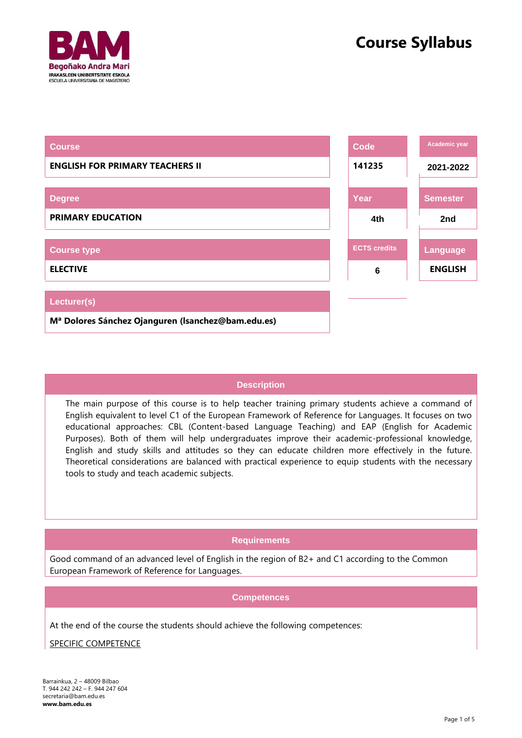# Course Syllabus

| Course | Code | Academic year |
|---|---|---|
| **ENGLISH FOR PRIMARY TEACHERS II** | **141235** | **2021-2022** |

| Degree | Year | Semester |
|---|---|---|
| **PRIMARY EDUCATION** | **4th** | **2nd** |

| Course type | ECTS credits | Language |
|---|---|---|
| **ELECTIVE** | **6** | **ENGLISH** |

| Lecturer(s) |
|---|
| **Mª Dolores Sánchez Ojanguren (lsanchez@bam.edu.es)** |

## Description

The main purpose of this course is to help teacher training primary students achieve a command of English equivalent to level C1 of the European Framework of Reference for Languages. It focuses on two educational approaches: CBL (Content-based Language Teaching) and EAP (English for Academic Purposes). Both of them will help undergraduates improve their academic-professional knowledge, English and study skills and attitudes so they can educate children more effectively in the future. Theoretical considerations are balanced with practical experience to equip students with the necessary tools to study and teach academic subjects.

## Requirements

Good command of an advanced level of English in the region of B2+ and C1 according to the Common European Framework of Reference for Languages.

## Competences

At the end of the course the students should achieve the following competences:

SPECIFIC COMPETENCE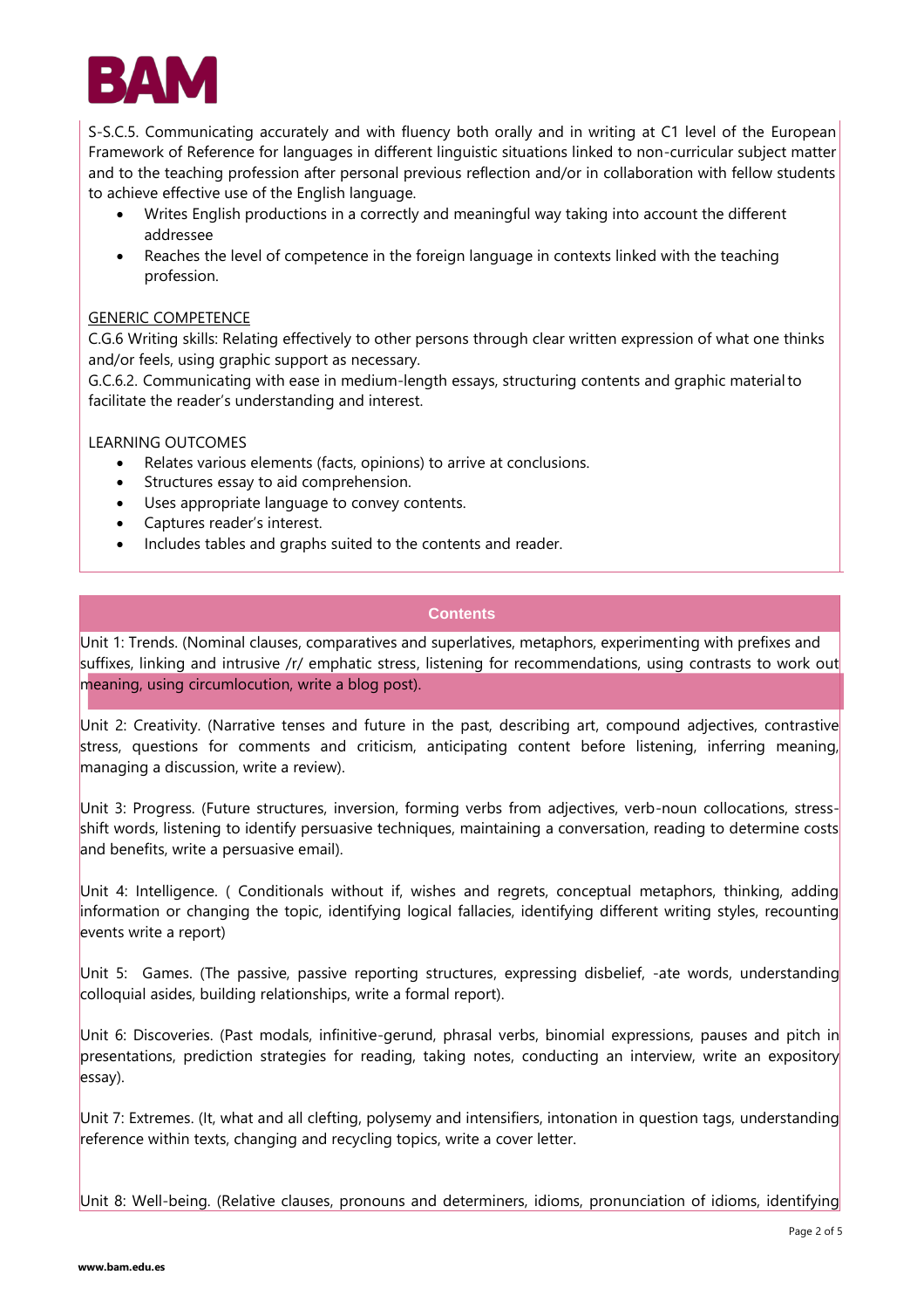S-S.C.5. Communicating accurately and with fluency both orally and in writing at C1 level of the European Framework of Reference for languages in different linguistic situations linked to non-curricular subject matter and to the teaching profession after personal previous reflection and/or in collaboration with fellow students to achieve effective use of the English language.

- Writes English productions in a correctly and meaningful way taking into account the different addressee
- Reaches the level of competence in the foreign language in contexts linked with the teaching profession.

GENERIC COMPETENCE

C.G.6 Writing skills: Relating effectively to other persons through clear written expression of what one thinks and/or feels, using graphic support as necessary.

G.C.6.2. Communicating with ease in medium-length essays, structuring contents and graphic material to facilitate the reader's understanding and interest.

LEARNING OUTCOMES

- Relates various elements (facts, opinions) to arrive at conclusions.
- Structures essay to aid comprehension.
- Uses appropriate language to convey contents.
- Captures reader's interest.
- Includes tables and graphs suited to the contents and reader.

## Contents

Unit 1: Trends. (Nominal clauses, comparatives and superlatives, metaphors, experimenting with prefixes and suffixes, linking and intrusive /r/ emphatic stress, listening for recommendations, using contrasts to work out meaning, using circumlocution, write a blog post).

Unit 2: Creativity. (Narrative tenses and future in the past, describing art, compound adjectives, contrastive stress, questions for comments and criticism, anticipating content before listening, inferring meaning, managing a discussion, write a review).

Unit 3: Progress. (Future structures, inversion, forming verbs from adjectives, verb-noun collocations, stress-shift words, listening to identify persuasive techniques, maintaining a conversation, reading to determine costs and benefits, write a persuasive email).

Unit 4: Intelligence. ( Conditionals without if, wishes and regrets, conceptual metaphors, thinking, adding information or changing the topic, identifying logical fallacies, identifying different writing styles, recounting events write a report)

Unit 5: Games. (The passive, passive reporting structures, expressing disbelief, -ate words, understanding colloquial asides, building relationships, write a formal report).

Unit 6: Discoveries. (Past modals, infinitive-gerund, phrasal verbs, binomial expressions, pauses and pitch in presentations, prediction strategies for reading, taking notes, conducting an interview, write an expository essay).

Unit 7: Extremes. (It, what and all clefting, polysemy and intensifiers, intonation in question tags, understanding reference within texts, changing and recycling topics, write a cover letter.

Unit 8: Well-being. (Relative clauses, pronouns and determiners, idioms, pronunciation of idioms, identifying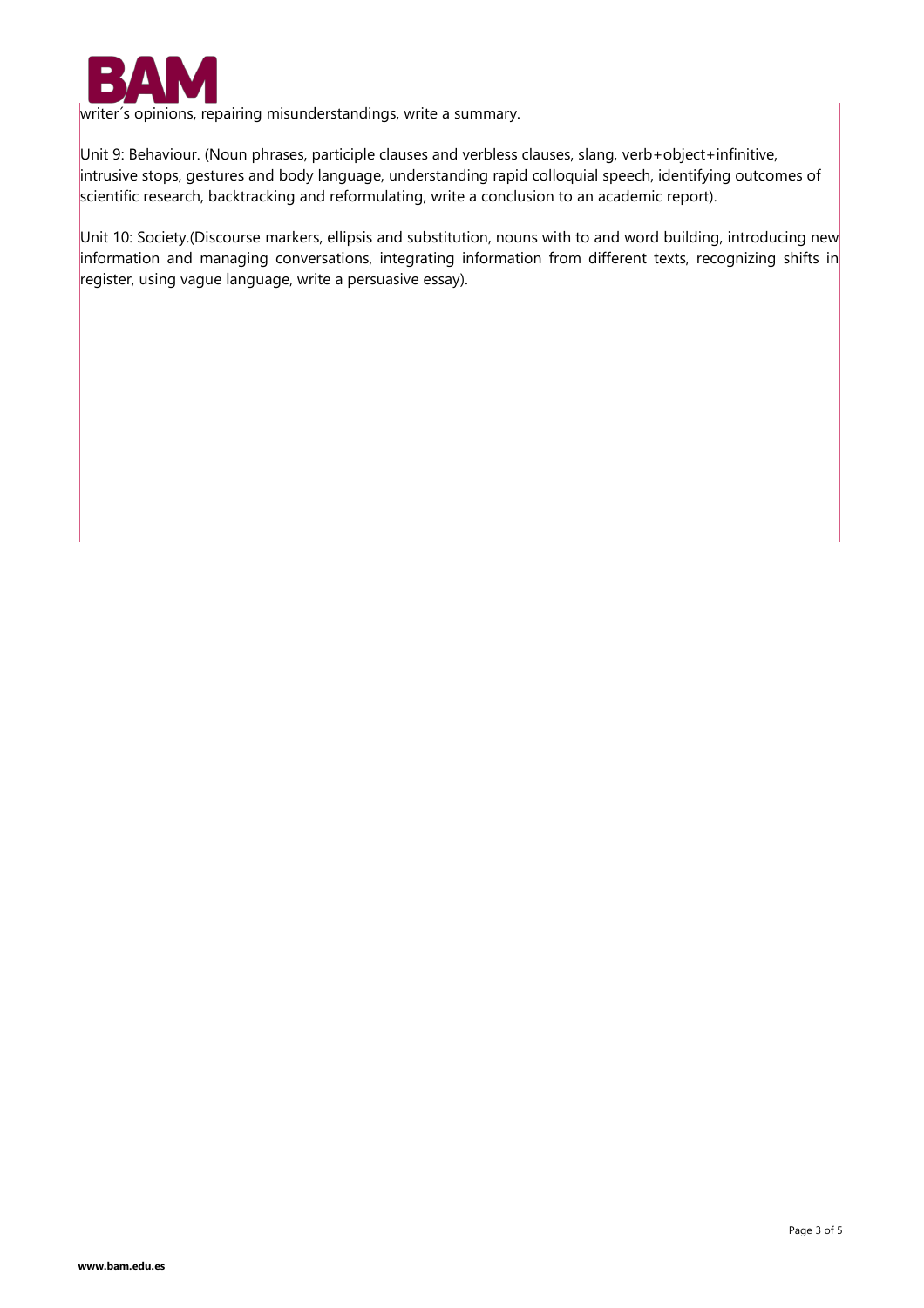writer´s opinions, repairing misunderstandings, write a summary.

Unit 9: Behaviour. (Noun phrases, participle clauses and verbless clauses, slang, verb+object+infinitive, intrusive stops, gestures and body language, understanding rapid colloquial speech, identifying outcomes of scientific research, backtracking and reformulating, write a conclusion to an academic report).

Unit 10: Society.(Discourse markers, ellipsis and substitution, nouns with to and word building, introducing new information and managing conversations, integrating information from different texts, recognizing shifts in register, using vague language, write a persuasive essay).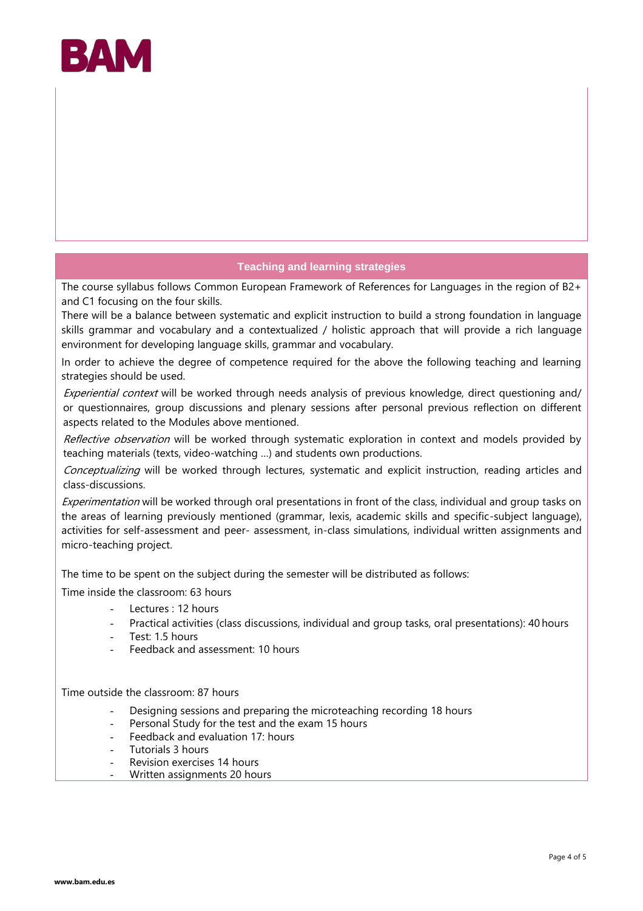## Teaching and learning strategies

The course syllabus follows Common European Framework of References for Languages in the region of B2+ and C1 focusing on the four skills.

There will be a balance between systematic and explicit instruction to build a strong foundation in language skills grammar and vocabulary and a contextualized / holistic approach that will provide a rich language environment for developing language skills, grammar and vocabulary.

In order to achieve the degree of competence required for the above the following teaching and learning strategies should be used.

*Experiential context* will be worked through needs analysis of previous knowledge, direct questioning and/ or questionnaires, group discussions and plenary sessions after personal previous reflection on different aspects related to the Modules above mentioned.

*Reflective observation* will be worked through systematic exploration in context and models provided by teaching materials (texts, video-watching …) and students own productions.

*Conceptualizing* will be worked through lectures, systematic and explicit instruction, reading articles and class-discussions.

*Experimentation* will be worked through oral presentations in front of the class, individual and group tasks on the areas of learning previously mentioned (grammar, lexis, academic skills and specific-subject language), activities for self-assessment and peer- assessment, in-class simulations, individual written assignments and micro-teaching project.

The time to be spent on the subject during the semester will be distributed as follows:

Time inside the classroom: 63 hours

- Lectures : 12 hours
- Practical activities (class discussions, individual and group tasks, oral presentations): 40 hours
- Test: 1.5 hours
- Feedback and assessment: 10 hours

Time outside the classroom: 87 hours

- Designing sessions and preparing the microteaching recording 18 hours
- Personal Study for the test and the exam 15 hours
- Feedback and evaluation 17: hours
- Tutorials 3 hours
- Revision exercises 14 hours
- Written assignments 20 hours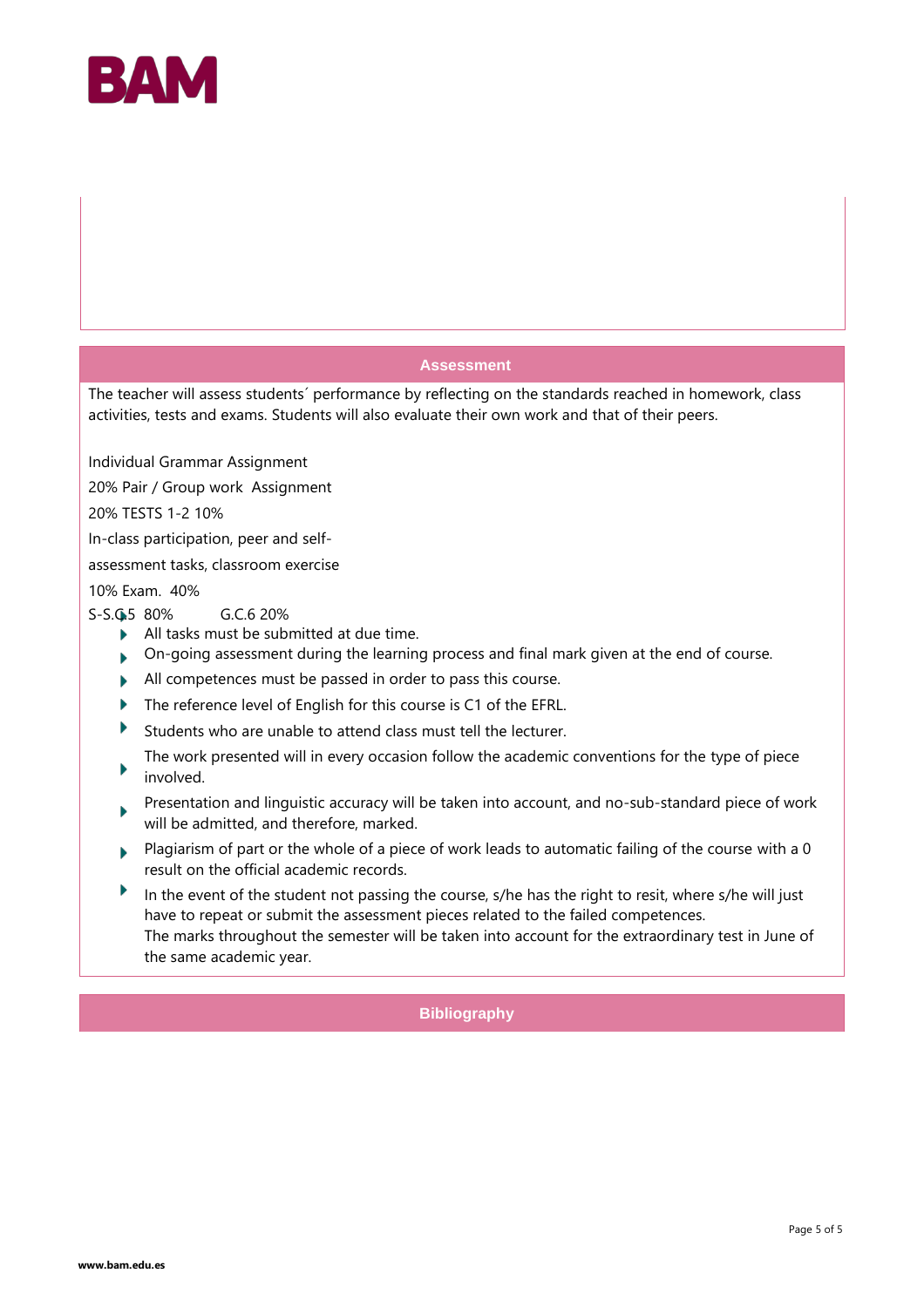## Assessment

The teacher will assess students´ performance by reflecting on the standards reached in homework, class activities, tests and exams. Students will also evaluate their own work and that of their peers.

Individual Grammar Assignment

20% Pair / Group work Assignment

20% TESTS 1-2 10%

In-class participation, peer and self-

assessment tasks, classroom exercise

10% Exam. 40%

S-S.G.5 80% G.C.6 20%

- All tasks must be submitted at due time.
- On-going assessment during the learning process and final mark given at the end of course.
- All competences must be passed in order to pass this course.
- The reference level of English for this course is C1 of the EFRL.
- Students who are unable to attend class must tell the lecturer.
- The work presented will in every occasion follow the academic conventions for the type of piece involved.
- Presentation and linguistic accuracy will be taken into account, and no-sub-standard piece of work will be admitted, and therefore, marked.
- Plagiarism of part or the whole of a piece of work leads to automatic failing of the course with a 0 result on the official academic records.
- In the event of the student not passing the course, s/he has the right to resit, where s/he will just have to repeat or submit the assessment pieces related to the failed competences.
  The marks throughout the semester will be taken into account for the extraordinary test in June of the same academic year.

## Bibliography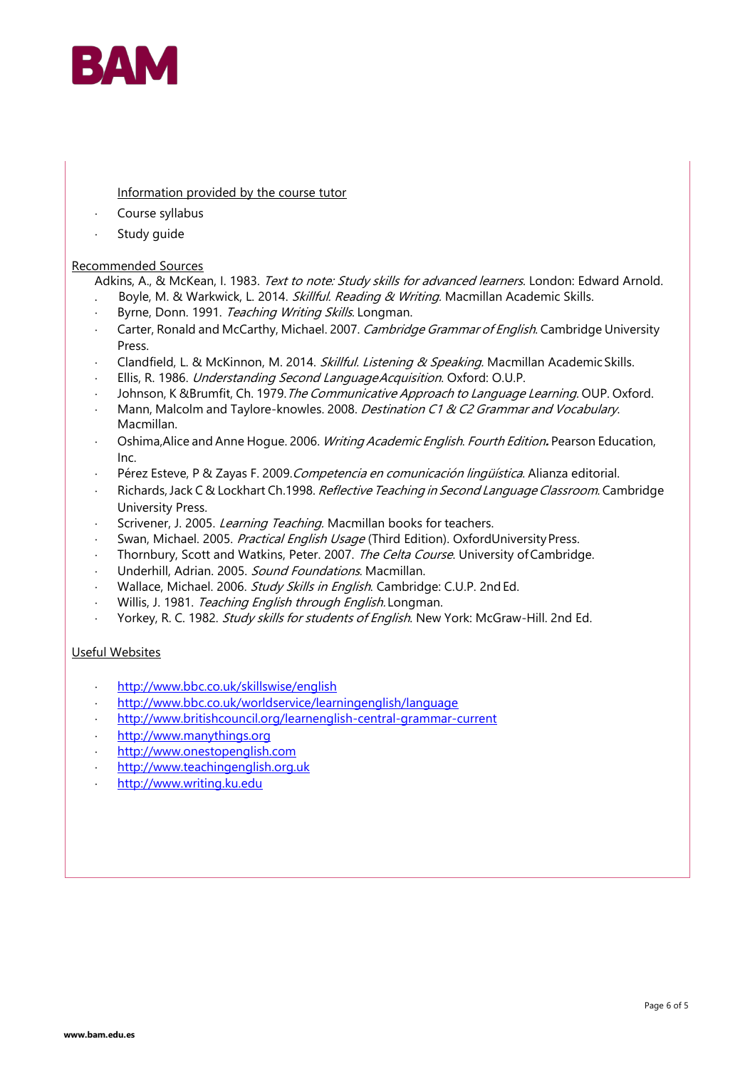Information provided by the course tutor

- Course syllabus
- Study guide

Recommended Sources

- Adkins, A., & McKean, I. 1983. *Text to note: Study skills for advanced learners.* London: Edward Arnold.
- Boyle, M. & Warkwick, L. 2014. *Skillful. Reading & Writing.* Macmillan Academic Skills.
- Byrne, Donn. 1991. *Teaching Writing Skills.* Longman.
- Carter, Ronald and McCarthy, Michael. 2007. *Cambridge Grammar of English.* Cambridge University Press.
- Clandfield, L. & McKinnon, M. 2014. *Skillful. Listening & Speaking.* Macmillan Academic Skills.
- Ellis, R. 1986. *Understanding Second Language Acquisition.* Oxford: O.U.P.
- Johnson, K &Brumfit, Ch. 1979. *The Communicative Approach to Language Learning.* OUP. Oxford.
- Mann, Malcolm and Taylore-knowles. 2008. *Destination C1 & C2 Grammar and Vocabulary.* Macmillan.
- Oshima,Alice and Anne Hogue. 2006. *Writing Academic English. Fourth Edition.* Pearson Education, Inc.
- Pérez Esteve, P & Zayas F. 2009. *Competencia en comunicación lingüística.* Alianza editorial.
- Richards, Jack C & Lockhart Ch.1998. *Reflective Teaching in Second Language Classroom.* Cambridge University Press.
- Scrivener, J. 2005. *Learning Teaching.* Macmillan books for teachers.
- Swan, Michael. 2005. *Practical English Usage* (Third Edition). OxfordUniversity Press.
- Thornbury, Scott and Watkins, Peter. 2007. *The Celta Course.* University of Cambridge.
- Underhill, Adrian. 2005. *Sound Foundations.* Macmillan.
- Wallace, Michael. 2006. *Study Skills in English.* Cambridge: C.U.P. 2nd Ed.
- Willis, J. 1981. *Teaching English through English.* Longman.
- Yorkey, R. C. 1982. *Study skills for students of English.* New York: McGraw-Hill. 2nd Ed.

Useful Websites

- http://www.bbc.co.uk/skillswise/english
- http://www.bbc.co.uk/worldservice/learningenglish/language
- http://www.britishcouncil.org/learnenglish-central-grammar-current
- http://www.manythings.org
- http://www.onestopenglish.com
- http://www.teachingenglish.org.uk
- http://www.writing.ku.edu